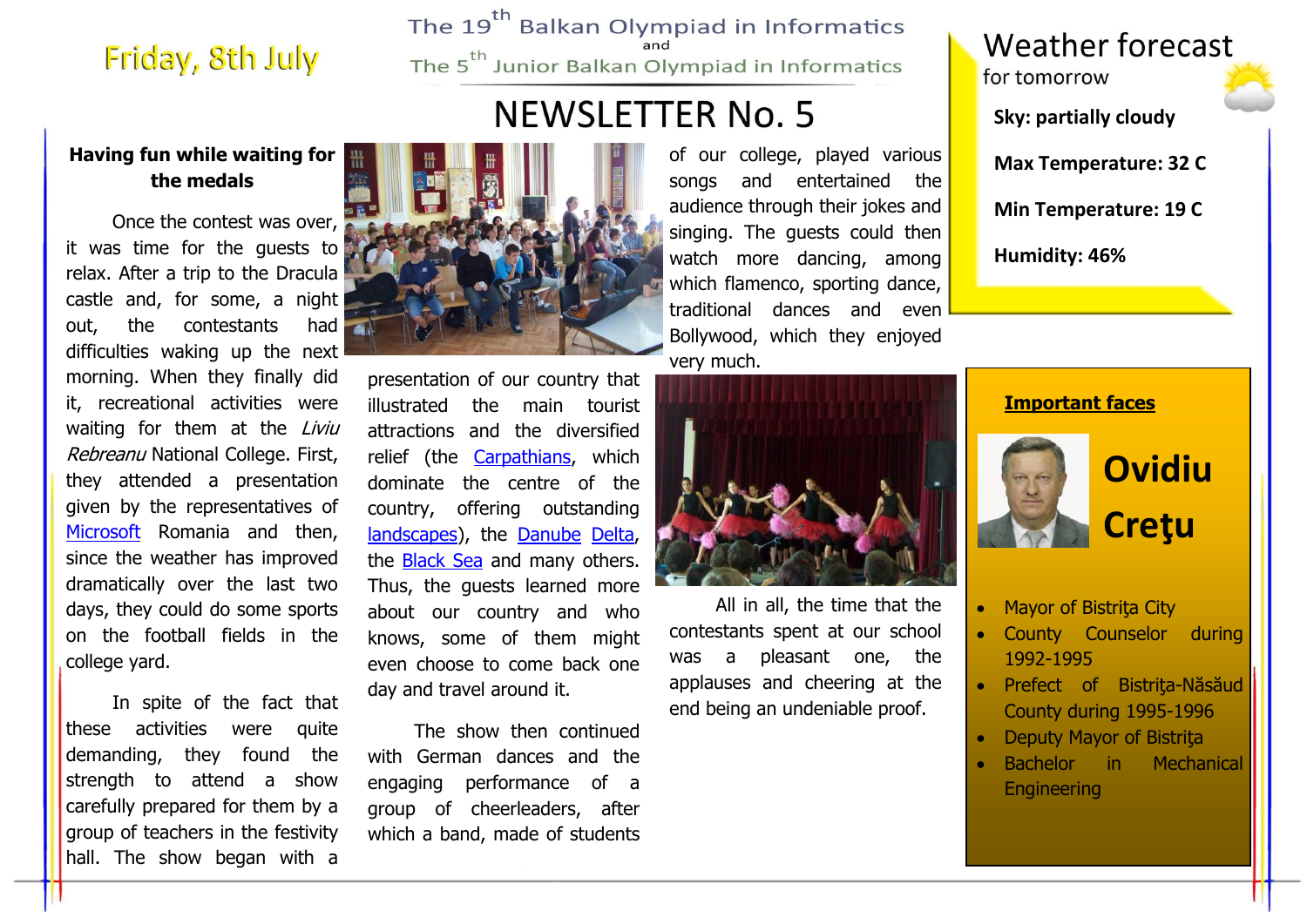Friday, 8th July

The 19th Balkan Olympiad in Informatics
and
The 5th Junior Balkan Olympiad in Informatics

# NEWSLETTER No. 5

## Having fun while waiting for the medals

Once the contest was over, it was time for the guests to relax. After a trip to the Dracula castle and, for some, a night out, the contestants had difficulties waking up the next morning. When they finally did it, recreational activities were waiting for them at the *Liviu Rebreanu* National College. First, they attended a presentation given by the representatives of Microsoft Romania and then, since the weather has improved dramatically over the last two days, they could do some sports on the football fields in the college yard.

In spite of the fact that these activities were quite demanding, they found the strength to attend a show carefully prepared for them by a group of teachers in the festivity hall. The show began with a presentation of our country that illustrated the main tourist attractions and the diversified relief (the Carpathians, which dominate the centre of the country, offering outstanding landscapes), the Danube Delta, the Black Sea and many others. Thus, the guests learned more about our country and who knows, some of them might even choose to come back one day and travel around it.

The show then continued with German dances and the engaging performance of a group of cheerleaders, after which a band, made of students of our college, played various songs and entertained the audience through their jokes and singing. The guests could then watch more dancing, among which flamenco, sporting dance, traditional dances and even Bollywood, which they enjoyed very much.

All in all, the time that the contestants spent at our school was a pleasant one, the applauses and cheering at the end being an undeniable proof.

## Weather forecast
for tomorrow

**Sky: partially cloudy**

**Max Temperature: 32 C**

**Min Temperature: 19 C**

**Humidity: 46%**

## Important faces

# Ovidiu Creţu

- Mayor of Bistriţa City
- County Counselor during 1992-1995
- Prefect of Bistriţa-Năsăud County during 1995-1996
- Deputy Mayor of Bistriţa
- Bachelor in Mechanical Engineering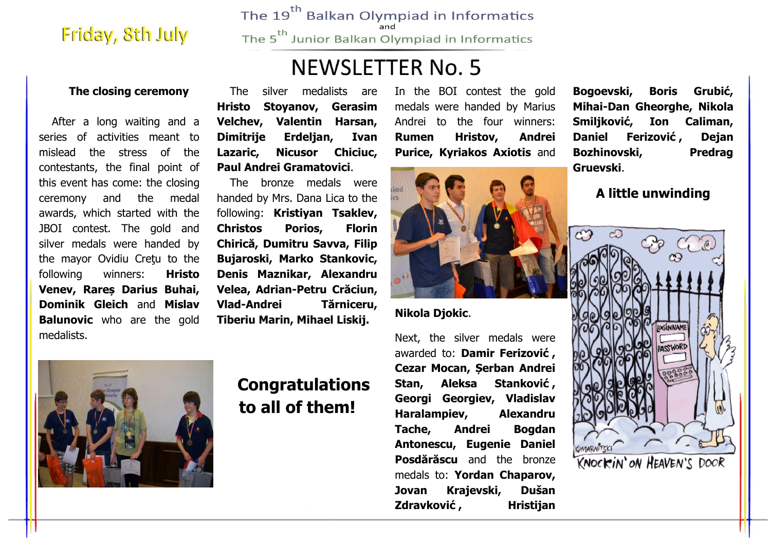Friday, 8th July

The 19th Balkan Olympiad in Informatics and The 5th Junior Balkan Olympiad in Informatics

# NEWSLETTER No. 5

### The closing ceremony

After a long waiting and a series of activities meant to mislead the stress of the contestants, the final point of this event has come: the closing ceremony and the medal awards, which started with the JBOI contest. The gold and silver medals were handed by the mayor Ovidiu Crețu to the following winners: **Hristo Venev, Rareș Darius Buhai, Dominik Gleich** and **Mislav Balunovic** who are the gold medalists.

The silver medalists are **Hristo Stoyanov, Gerasim Velchev, Valentin Harsan, Dimitrije Erdeljan, Ivan Lazaric, Nicusor Chiciuc, Paul Andrei Gramatovici**.

The bronze medals were handed by Mrs. Dana Lica to the following: **Kristiyan Tsaklev, Christos Porios, Florin Chirică, Dumitru Savva, Filip Bujaroski, Marko Stankovic, Denis Maznikar, Alexandru Velea, Adrian-Petru Crăciun, Vlad-Andrei Tărniceru, Tiberiu Marin, Mihael Liskij.**

## Congratulations to all of them!

In the BOI contest the gold medals were handed by Marius Andrei to the four winners: **Rumen Hristov, Andrei Purice, Kyriakos Axiotis** and **Nikola Djokic**.

Next, the silver medals were awarded to: **Damir Ferizović , Cezar Mocan, Șerban Andrei Stan, Aleksa Stanković , Georgi Georgiev, Vladislav Haralampiev, Alexandru Tache, Andrei Bogdan Antonescu, Eugenie Daniel Posdărăscu** and the bronze medals to: **Yordan Chaparov, Jovan Krajevski, Dušan Zdravković , Hristijan Bogoevski, Boris Grubić, Mihai-Dan Gheorghe, Nikola Smiljković, Ion Caliman, Daniel Ferizović , Dejan Bozhinovski, Predrag Gruevski**.

### A little unwinding